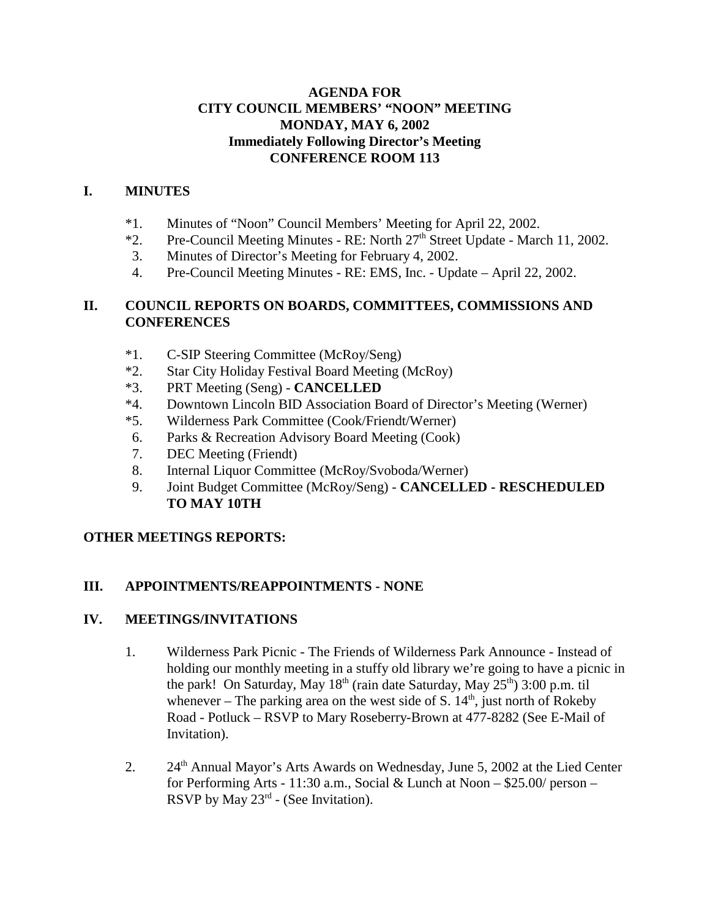# AGENDA FOR
# CITY COUNCIL MEMBERS' "NOON" MEETING
# MONDAY, MAY 6, 2002
# Immediately Following Director's Meeting
# CONFERENCE ROOM 113

## I. MINUTES

- *1. Minutes of "Noon" Council Members' Meeting for April 22, 2002.
- *2. Pre-Council Meeting Minutes - RE: North 27th Street Update - March 11, 2002.
- 3. Minutes of Director's Meeting for February 4, 2002.
- 4. Pre-Council Meeting Minutes - RE: EMS, Inc. - Update – April 22, 2002.

## II. COUNCIL REPORTS ON BOARDS, COMMITTEES, COMMISSIONS AND CONFERENCES

- *1. C-SIP Steering Committee (McRoy/Seng)
- *2. Star City Holiday Festival Board Meeting (McRoy)
- *3. PRT Meeting (Seng) - **CANCELLED**
- *4. Downtown Lincoln BID Association Board of Director's Meeting (Werner)
- *5. Wilderness Park Committee (Cook/Friendt/Werner)
- 6. Parks & Recreation Advisory Board Meeting (Cook)
- 7. DEC Meeting (Friendt)
- 8. Internal Liquor Committee (McRoy/Svoboda/Werner)
- 9. Joint Budget Committee (McRoy/Seng) - **CANCELLED - RESCHEDULED TO MAY 10TH**

## OTHER MEETINGS REPORTS:

## III. APPOINTMENTS/REAPPOINTMENTS - NONE

## IV. MEETINGS/INVITATIONS

1. Wilderness Park Picnic - The Friends of Wilderness Park Announce - Instead of holding our monthly meeting in a stuffy old library we're going to have a picnic in the park! On Saturday, May 18th (rain date Saturday, May 25th) 3:00 p.m. til whenever – The parking area on the west side of S. 14th, just north of Rokeby Road - Potluck – RSVP to Mary Roseberry-Brown at 477-8282 (See E-Mail of Invitation).

2. 24th Annual Mayor's Arts Awards on Wednesday, June 5, 2002 at the Lied Center for Performing Arts - 11:30 a.m., Social & Lunch at Noon – $25.00/ person – RSVP by May 23rd - (See Invitation).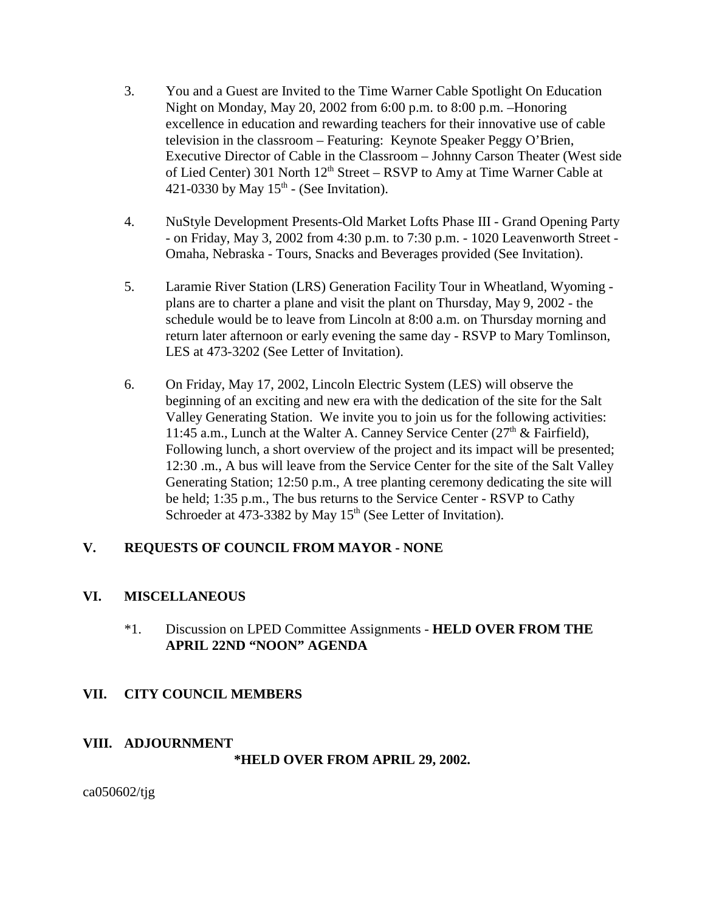3. You and a Guest are Invited to the Time Warner Cable Spotlight On Education Night on Monday, May 20, 2002 from 6:00 p.m. to 8:00 p.m. –Honoring excellence in education and rewarding teachers for their innovative use of cable television in the classroom – Featuring: Keynote Speaker Peggy O'Brien, Executive Director of Cable in the Classroom – Johnny Carson Theater (West side of Lied Center) 301 North 12th Street – RSVP to Amy at Time Warner Cable at 421-0330 by May 15th - (See Invitation).

4. NuStyle Development Presents-Old Market Lofts Phase III - Grand Opening Party - on Friday, May 3, 2002 from 4:30 p.m. to 7:30 p.m. - 1020 Leavenworth Street - Omaha, Nebraska - Tours, Snacks and Beverages provided (See Invitation).

5. Laramie River Station (LRS) Generation Facility Tour in Wheatland, Wyoming - plans are to charter a plane and visit the plant on Thursday, May 9, 2002 - the schedule would be to leave from Lincoln at 8:00 a.m. on Thursday morning and return later afternoon or early evening the same day - RSVP to Mary Tomlinson, LES at 473-3202 (See Letter of Invitation).

6. On Friday, May 17, 2002, Lincoln Electric System (LES) will observe the beginning of an exciting and new era with the dedication of the site for the Salt Valley Generating Station. We invite you to join us for the following activities: 11:45 a.m., Lunch at the Walter A. Canney Service Center (27th & Fairfield), Following lunch, a short overview of the project and its impact will be presented; 12:30 .m., A bus will leave from the Service Center for the site of the Salt Valley Generating Station; 12:50 p.m., A tree planting ceremony dedicating the site will be held; 1:35 p.m., The bus returns to the Service Center - RSVP to Cathy Schroeder at 473-3382 by May 15th (See Letter of Invitation).

## V. REQUESTS OF COUNCIL FROM MAYOR - NONE

## VI. MISCELLANEOUS

*1. Discussion on LPED Committee Assignments - **HELD OVER FROM THE APRIL 22ND "NOON" AGENDA**

## VII. CITY COUNCIL MEMBERS

## VIII. ADJOURNMENT

**\*HELD OVER FROM APRIL 29, 2002.**

ca050602/tjg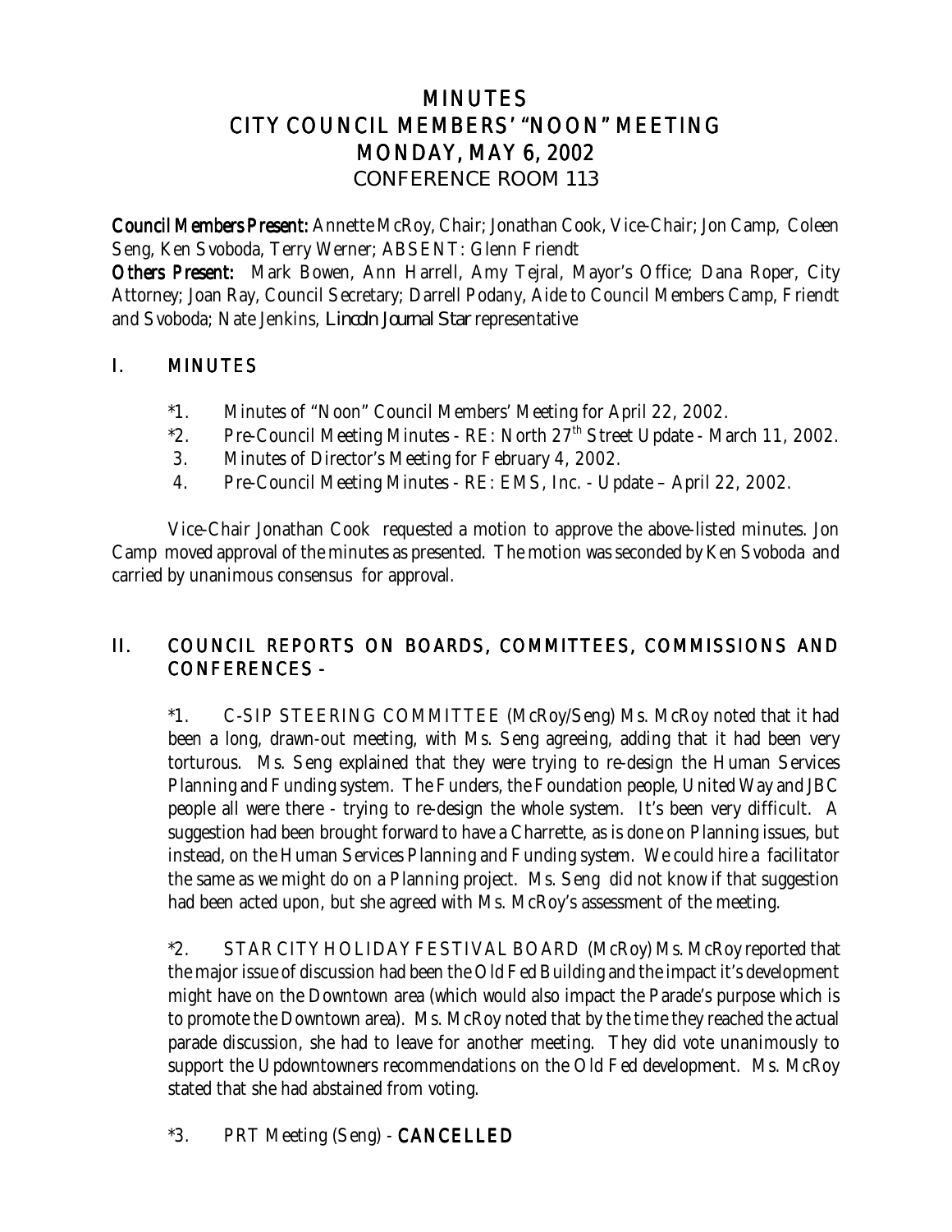# MINUTES
# CITY COUNCIL MEMBERS' "NOON" MEETING
# MONDAY, MAY 6, 2002
# CONFERENCE ROOM 113

**Council Members Present:** Annette McRoy, Chair; Jonathan Cook, Vice-Chair; Jon Camp, Coleen Seng, Ken Svoboda, Terry Werner; ABSENT: Glenn Friendt

**Others Present:** Mark Bowen, Ann Harrell, Amy Tejral, Mayor's Office; Dana Roper, City Attorney; Joan Ray, Council Secretary; Darrell Podany, Aide to Council Members Camp, Friendt and Svoboda; Nate Jenkins, *Lincoln Journal Star* representative

## I. MINUTES

*1. Minutes of "Noon" Council Members' Meeting for April 22, 2002.

*2. Pre-Council Meeting Minutes - RE: North 27th Street Update - March 11, 2002.

3. Minutes of Director's Meeting for February 4, 2002.

4. Pre-Council Meeting Minutes - RE: EMS, Inc. - Update – April 22, 2002.

Vice-Chair Jonathan Cook requested a motion to approve the above-listed minutes. Jon Camp moved approval of the minutes as presented. The motion was seconded by Ken Svoboda and carried by unanimous consensus for approval.

## II. COUNCIL REPORTS ON BOARDS, COMMITTEES, COMMISSIONS AND CONFERENCES -

*1. C-SIP STEERING COMMITTEE (McRoy/Seng) Ms. McRoy noted that it had been a long, drawn-out meeting, with Ms. Seng agreeing, adding that it had been very torturous. Ms. Seng explained that they were trying to re-design the Human Services Planning and Funding system. The Funders, the Foundation people, United Way and JBC people all were there - trying to re-design the whole system. It's been very difficult. A suggestion had been brought forward to have a Charrette, as is done on Planning issues, but instead, on the Human Services Planning and Funding system. We could hire a facilitator the same as we might do on a Planning project. Ms. Seng did not know if that suggestion had been acted upon, but she agreed with Ms. McRoy's assessment of the meeting.

*2. STAR CITY HOLIDAY FESTIVAL BOARD (McRoy) Ms. McRoy reported that the major issue of discussion had been the Old Fed Building and the impact it's development might have on the Downtown area (which would also impact the Parade's purpose which is to promote the Downtown area). Ms. McRoy noted that by the time they reached the actual parade discussion, she had to leave for another meeting. They did vote unanimously to support the Updowntowners recommendations on the Old Fed development. Ms. McRoy stated that she had abstained from voting.

*3. PRT Meeting (Seng) - **CANCELLED**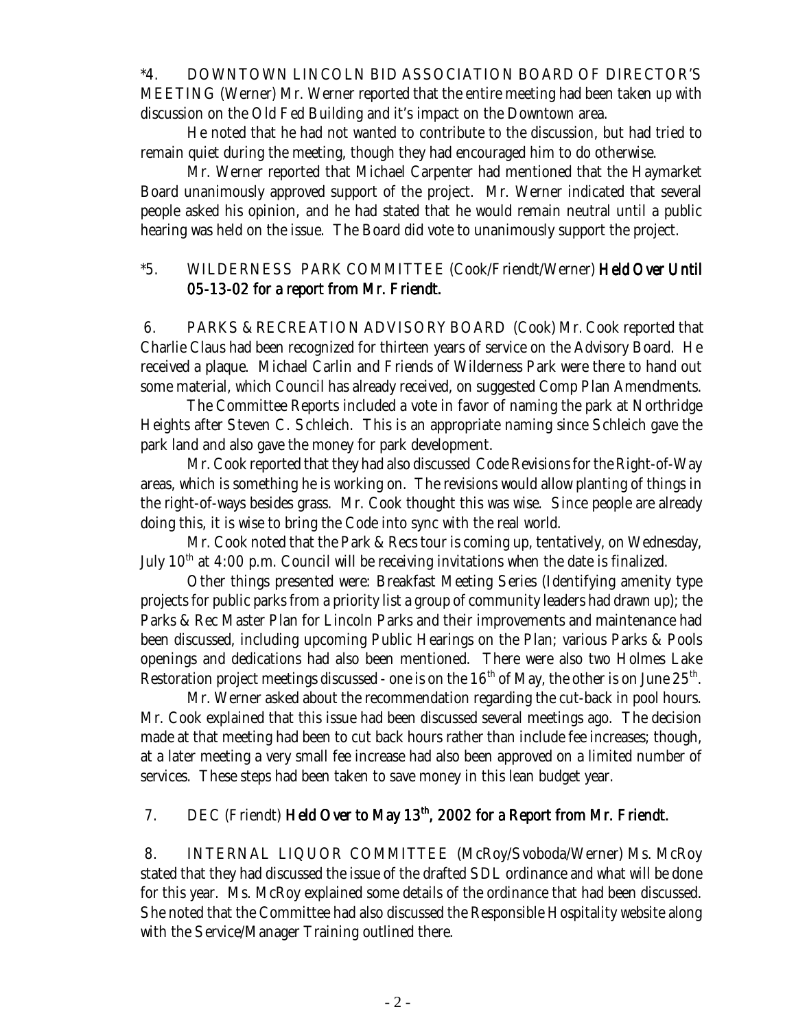*4. DOWNTOWN LINCOLN BID ASSOCIATION BOARD OF DIRECTOR'S MEETING (Werner) Mr. Werner reported that the entire meeting had been taken up with discussion on the Old Fed Building and it's impact on the Downtown area.

He noted that he had not wanted to contribute to the discussion, but had tried to remain quiet during the meeting, though they had encouraged him to do otherwise.

Mr. Werner reported that Michael Carpenter had mentioned that the Haymarket Board unanimously approved support of the project. Mr. Werner indicated that several people asked his opinion, and he had stated that he would remain neutral until a public hearing was held on the issue. The Board did vote to unanimously support the project.

*5. WILDERNESS PARK COMMITTEE (Cook/Friendt/Werner) **Held Over Until 05-13-02 for a report from Mr. Friendt.**

6. PARKS & RECREATION ADVISORY BOARD (Cook) Mr. Cook reported that Charlie Claus had been recognized for thirteen years of service on the Advisory Board. He received a plaque. Michael Carlin and Friends of Wilderness Park were there to hand out some material, which Council has already received, on suggested Comp Plan Amendments.

The Committee Reports included a vote in favor of naming the park at Northridge Heights after Steven C. Schleich. This is an appropriate naming since Schleich gave the park land and also gave the money for park development.

Mr. Cook reported that they had also discussed Code Revisions for the Right-of-Way areas, which is something he is working on. The revisions would allow planting of things in the right-of-ways besides grass. Mr. Cook thought this was wise. Since people are already doing this, it is wise to bring the Code into sync with the real world.

Mr. Cook noted that the Park & Recs tour is coming up, tentatively, on Wednesday, July 10th at 4:00 p.m. Council will be receiving invitations when the date is finalized.

Other things presented were: Breakfast Meeting Series (Identifying amenity type projects for public parks from a priority list a group of community leaders had drawn up); the Parks & Rec Master Plan for Lincoln Parks and their improvements and maintenance had been discussed, including upcoming Public Hearings on the Plan; various Parks & Pools openings and dedications had also been mentioned. There were also two Holmes Lake Restoration project meetings discussed - one is on the 16th of May, the other is on June 25th.

Mr. Werner asked about the recommendation regarding the cut-back in pool hours. Mr. Cook explained that this issue had been discussed several meetings ago. The decision made at that meeting had been to cut back hours rather than include fee increases; though, at a later meeting a very small fee increase had also been approved on a limited number of services. These steps had been taken to save money in this lean budget year.

7. DEC (Friendt) **Held Over to May 13th, 2002 for a Report from Mr. Friendt.**

8. INTERNAL LIQUOR COMMITTEE (McRoy/Svoboda/Werner) Ms. McRoy stated that they had discussed the issue of the drafted SDL ordinance and what will be done for this year. Ms. McRoy explained some details of the ordinance that had been discussed. She noted that the Committee had also discussed the Responsible Hospitality website along with the Service/Manager Training outlined there.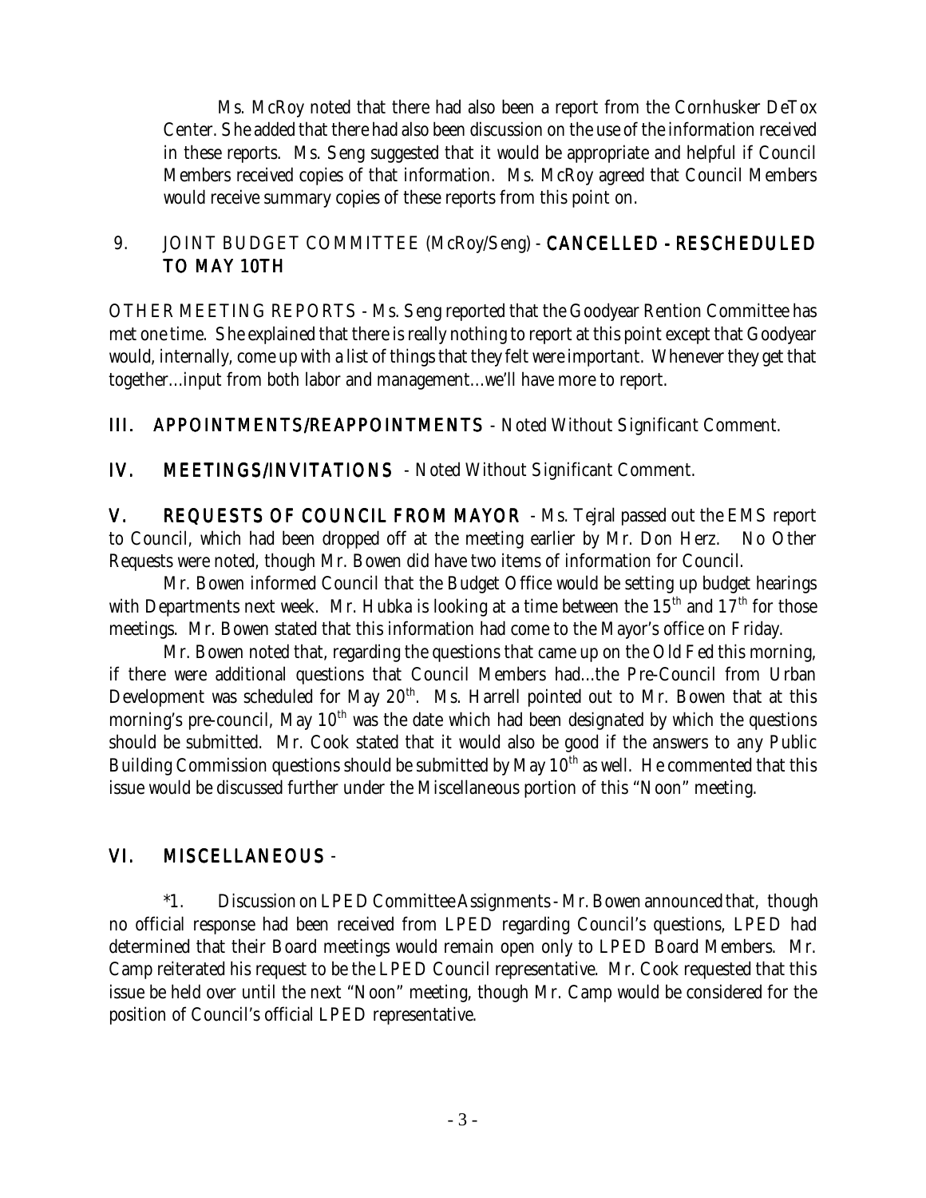Ms. McRoy noted that there had also been a report from the Cornhusker DeTox Center. She added that there had also been discussion on the use of the information received in these reports. Ms. Seng suggested that it would be appropriate and helpful if Council Members received copies of that information. Ms. McRoy agreed that Council Members would receive summary copies of these reports from this point on.

9. JOINT BUDGET COMMITTEE (McRoy/Seng) - **CANCELLED - RESCHEDULED TO MAY 10TH**

OTHER MEETING REPORTS - Ms. Seng reported that the Goodyear Rention Committee has met one time. She explained that there is really nothing to report at this point except that Goodyear would, internally, come up with a list of things that they felt were important. Whenever they get that together...input from both labor and management...we'll have more to report.

## III. APPOINTMENTS/REAPPOINTMENTS - Noted Without Significant Comment.

## IV. MEETINGS/INVITATIONS - Noted Without Significant Comment.

## V. REQUESTS OF COUNCIL FROM MAYOR - Ms. Tejral passed out the EMS report to Council, which had been dropped off at the meeting earlier by Mr. Don Herz. No Other Requests were noted, though Mr. Bowen did have two items of information for Council.

Mr. Bowen informed Council that the Budget Office would be setting up budget hearings with Departments next week. Mr. Hubka is looking at a time between the 15th and 17th for those meetings. Mr. Bowen stated that this information had come to the Mayor's office on Friday.

Mr. Bowen noted that, regarding the questions that came up on the Old Fed this morning, if there were additional questions that Council Members had...the Pre-Council from Urban Development was scheduled for May 20th. Ms. Harrell pointed out to Mr. Bowen that at this morning's pre-council, May 10th was the date which had been designated by which the questions should be submitted. Mr. Cook stated that it would also be good if the answers to any Public Building Commission questions should be submitted by May 10th as well. He commented that this issue would be discussed further under the Miscellaneous portion of this "Noon" meeting.

## VI. MISCELLANEOUS -

*1. Discussion on LPED Committee Assignments - Mr. Bowen announced that, though no official response had been received from LPED regarding Council's questions, LPED had determined that their Board meetings would remain open only to LPED Board Members. Mr. Camp reiterated his request to be the LPED Council representative. Mr. Cook requested that this issue be held over until the next "Noon" meeting, though Mr. Camp would be considered for the position of Council's official LPED representative.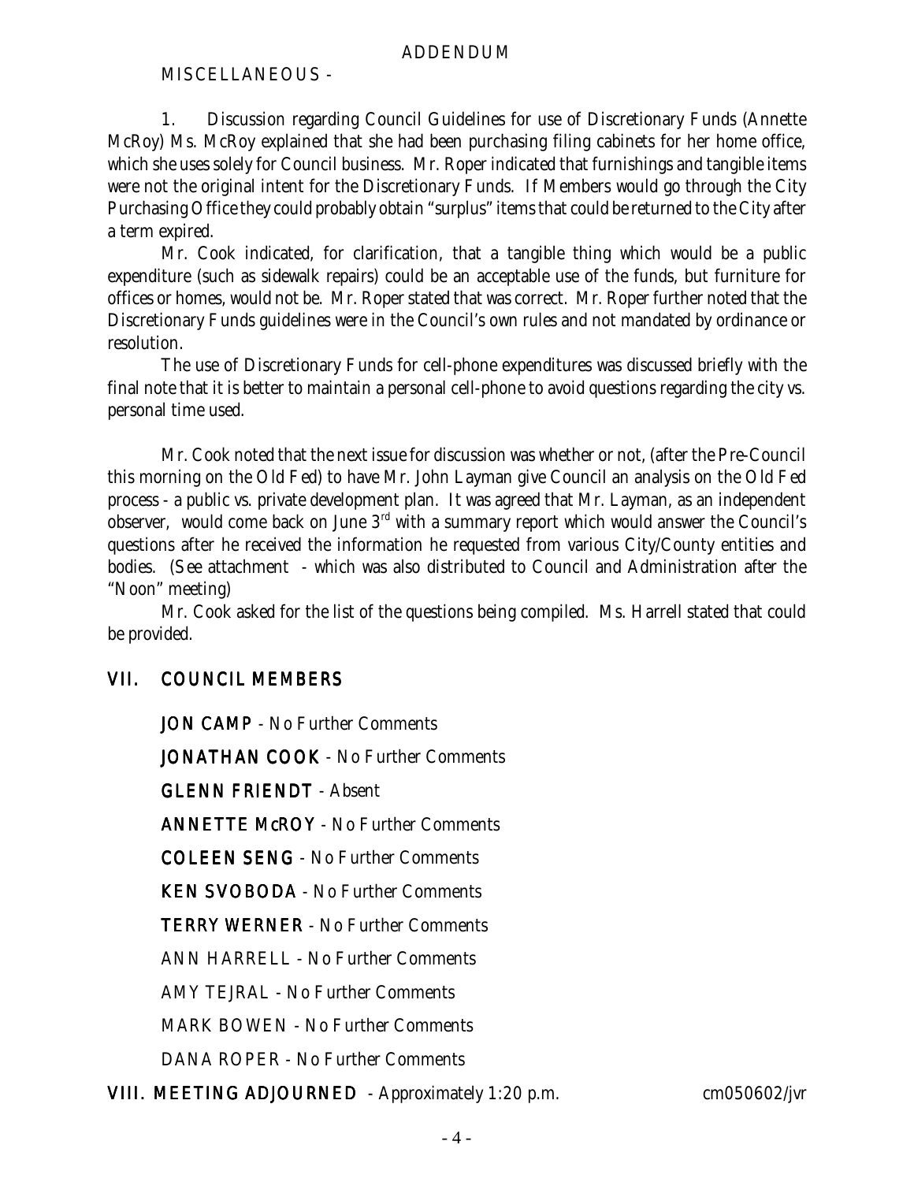ADDENDUM

MISCELLANEOUS -

1. Discussion regarding Council Guidelines for use of Discretionary Funds (Annette McRoy) Ms. McRoy explained that she had been purchasing filing cabinets for her home office, which she uses solely for Council business. Mr. Roper indicated that furnishings and tangible items were not the original intent for the Discretionary Funds. If Members would go through the City Purchasing Office they could probably obtain "surplus" items that could be returned to the City after a term expired.

Mr. Cook indicated, for clarification, that a tangible thing which would be a public expenditure (such as sidewalk repairs) could be an acceptable use of the funds, but furniture for offices or homes, would not be. Mr. Roper stated that was correct. Mr. Roper further noted that the Discretionary Funds guidelines were in the Council's own rules and not mandated by ordinance or resolution.

The use of Discretionary Funds for cell-phone expenditures was discussed briefly with the final note that it is better to maintain a personal cell-phone to avoid questions regarding the city vs. personal time used.

Mr. Cook noted that the next issue for discussion was whether or not, (after the Pre-Council this morning on the Old Fed) to have Mr. John Layman give Council an analysis on the Old Fed process - a public vs. private development plan. It was agreed that Mr. Layman, as an independent observer, would come back on June 3rd with a summary report which would answer the Council's questions after he received the information he requested from various City/County entities and bodies. (See attachment - which was also distributed to Council and Administration after the "Noon" meeting)

Mr. Cook asked for the list of the questions being compiled. Ms. Harrell stated that could be provided.

## VII. COUNCIL MEMBERS

**JON CAMP** - No Further Comments

**JONATHAN COOK** - No Further Comments

**GLENN FRIENDT** - Absent

**ANNETTE McROY** - No Further Comments

**COLEEN SENG** - No Further Comments

**KEN SVOBODA** - No Further Comments

**TERRY WERNER** - No Further Comments

ANN HARRELL - No Further Comments

AMY TEJRAL - No Further Comments

MARK BOWEN - No Further Comments

DANA ROPER - No Further Comments

**VIII. MEETING ADJOURNED** - Approximately 1:20 p.m. cm050602/jvr